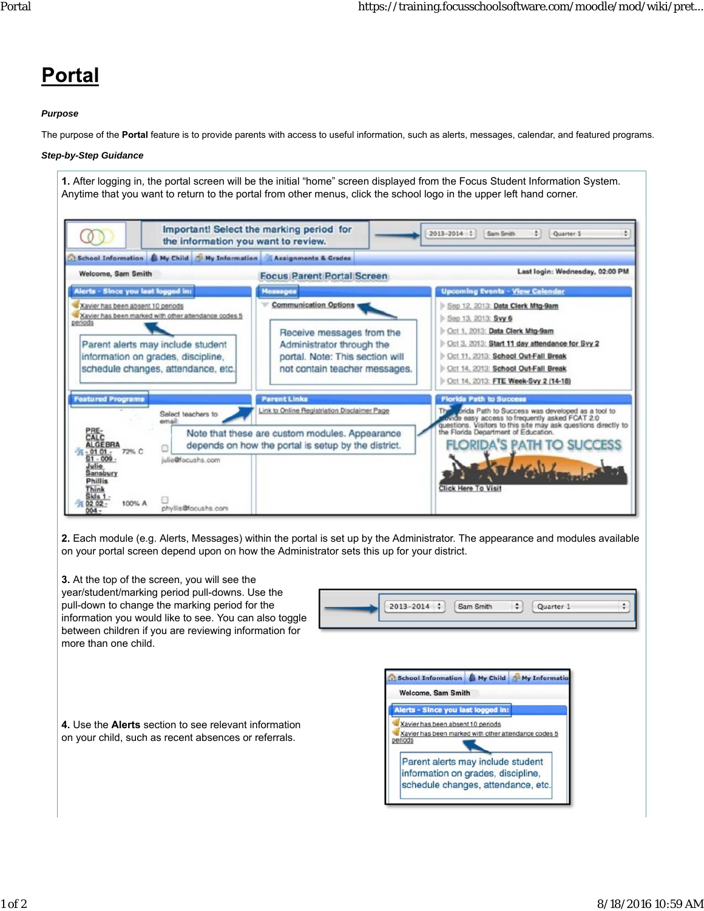# Portal

***Purpose***

The purpose of the **Portal** feature is to provide parents with access to useful information, such as alerts, messages, calendar, and featured programs.

***Step-by-Step Guidance***

**1.** After logging in, the portal screen will be the initial "home" screen displayed from the Focus Student Information System. Anytime that you want to return to the portal from other menus, click the school logo in the upper left hand corner.

**2.** Each module (e.g. Alerts, Messages) within the portal is set up by the Administrator. The appearance and modules available on your portal screen depend upon on how the Administrator sets this up for your district.

**3.** At the top of the screen, you will see the year/student/marking period pull-downs. Use the pull-down to change the marking period for the information you would like to see. You can also toggle between children if you are reviewing information for more than one child.

**4.** Use the **Alerts** section to see relevant information on your child, such as recent absences or referrals.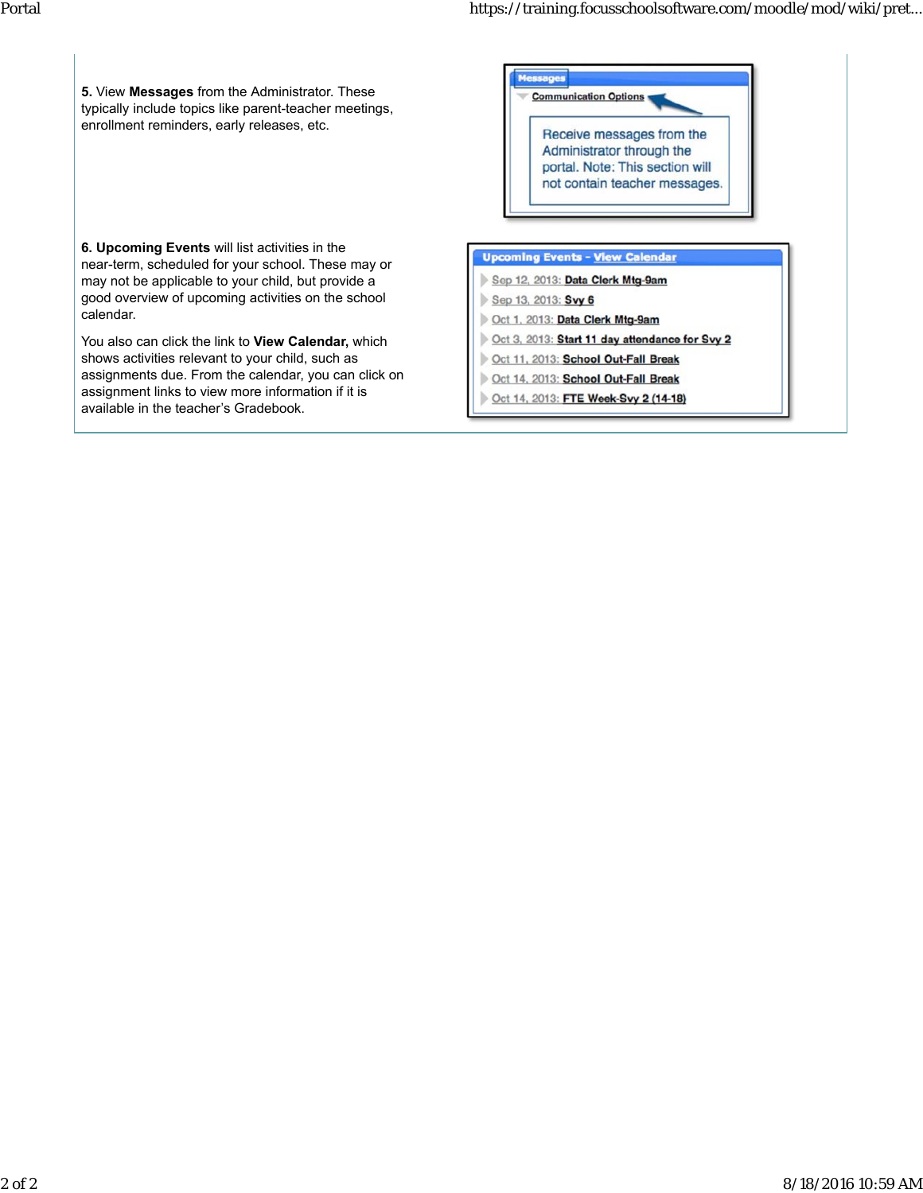**5.** View **Messages** from the Administrator. These typically include topics like parent-teacher meetings, enrollment reminders, early releases, etc.

Messages

Communication Options

Receive messages from the Administrator through the portal. Note: This section will not contain teacher messages.

**6. Upcoming Events** will list activities in the near-term, scheduled for your school. These may or may not be applicable to your child, but provide a good overview of upcoming activities on the school calendar.

You also can click the link to **View Calendar,** which shows activities relevant to your child, such as assignments due. From the calendar, you can click on assignment links to view more information if it is available in the teacher's Gradebook.

Upcoming Events - View Calendar

- Sep 12, 2013: Data Clerk Mtg-9am
- Sep 13, 2013: Svy 6
- Oct 1, 2013: Data Clerk Mtg-9am
- Oct 3, 2013: Start 11 day attendance for Svy 2
- Oct 11, 2013: School Out-Fall Break
- Oct 14, 2013: School Out-Fall Break
- Oct 14, 2013: FTE Week-Svy 2 (14-18)